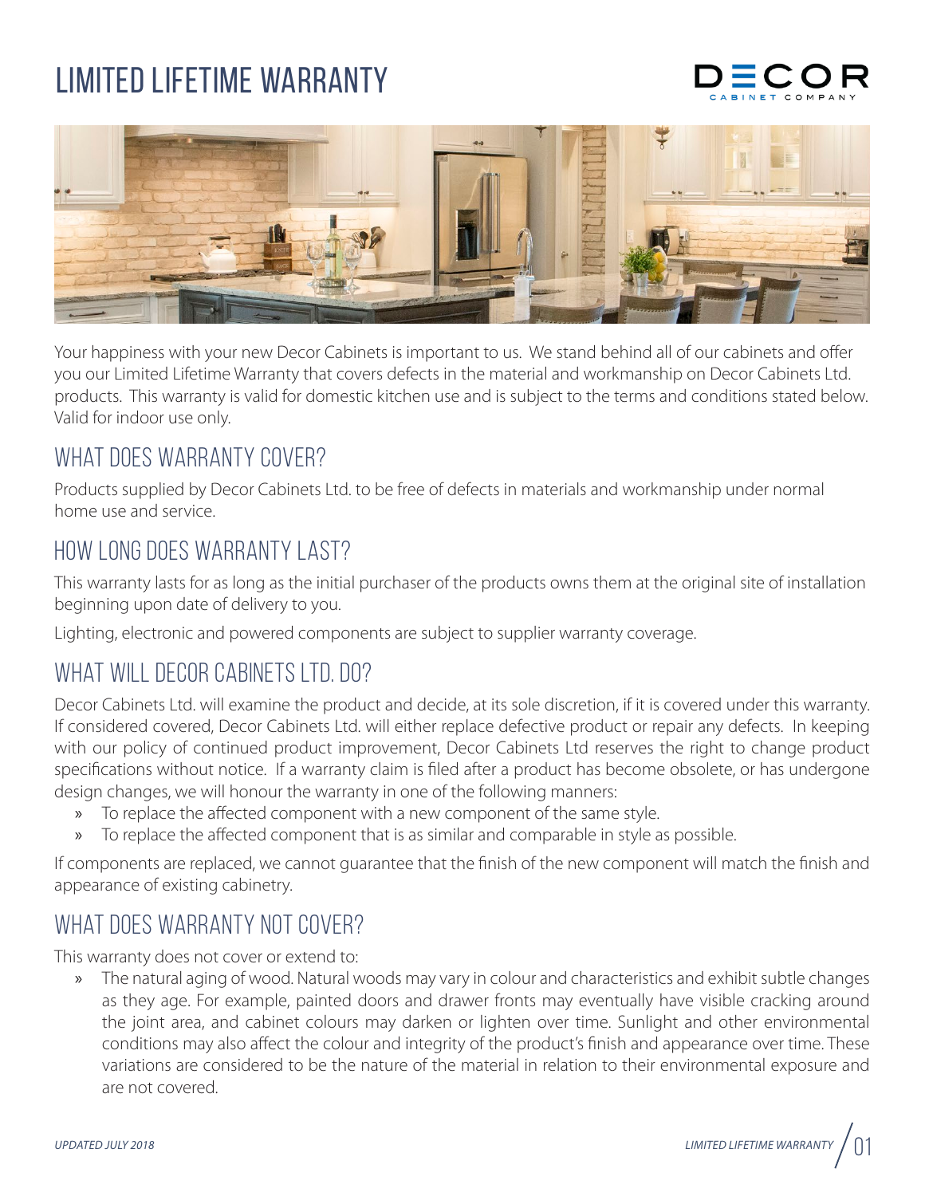# LIMITED LIFETIME WARRANTY

DECOR CABINET COMPANY

Your happiness with your new Decor Cabinets is important to us. We stand behind all of our cabinets and offer you our Limited Lifetime Warranty that covers defects in the material and workmanship on Decor Cabinets Ltd. products. This warranty is valid for domestic kitchen use and is subject to the terms and conditions stated below. Valid for indoor use only.

## WHAT DOES WARRANTY COVER?

Products supplied by Decor Cabinets Ltd. to be free of defects in materials and workmanship under normal home use and service.

## HOW LONG DOES WARRANTY LAST?

This warranty lasts for as long as the initial purchaser of the products owns them at the original site of installation beginning upon date of delivery to you.

Lighting, electronic and powered components are subject to supplier warranty coverage.

## WHAT WILL DECOR CABINETS LTD. DO?

Decor Cabinets Ltd. will examine the product and decide, at its sole discretion, if it is covered under this warranty. If considered covered, Decor Cabinets Ltd. will either replace defective product or repair any defects. In keeping with our policy of continued product improvement, Decor Cabinets Ltd reserves the right to change product specifications without notice. If a warranty claim is filed after a product has become obsolete, or has undergone design changes, we will honour the warranty in one of the following manners:

- To replace the affected component with a new component of the same style.
- To replace the affected component that is as similar and comparable in style as possible.

If components are replaced, we cannot guarantee that the finish of the new component will match the finish and appearance of existing cabinetry.

## WHAT DOES WARRANTY NOT COVER?

This warranty does not cover or extend to:

- The natural aging of wood. Natural woods may vary in colour and characteristics and exhibit subtle changes as they age. For example, painted doors and drawer fronts may eventually have visible cracking around the joint area, and cabinet colours may darken or lighten over time. Sunlight and other environmental conditions may also affect the colour and integrity of the product's finish and appearance over time. These variations are considered to be the nature of the material in relation to their environmental exposure and are not covered.

*UPDATED JULY 2018*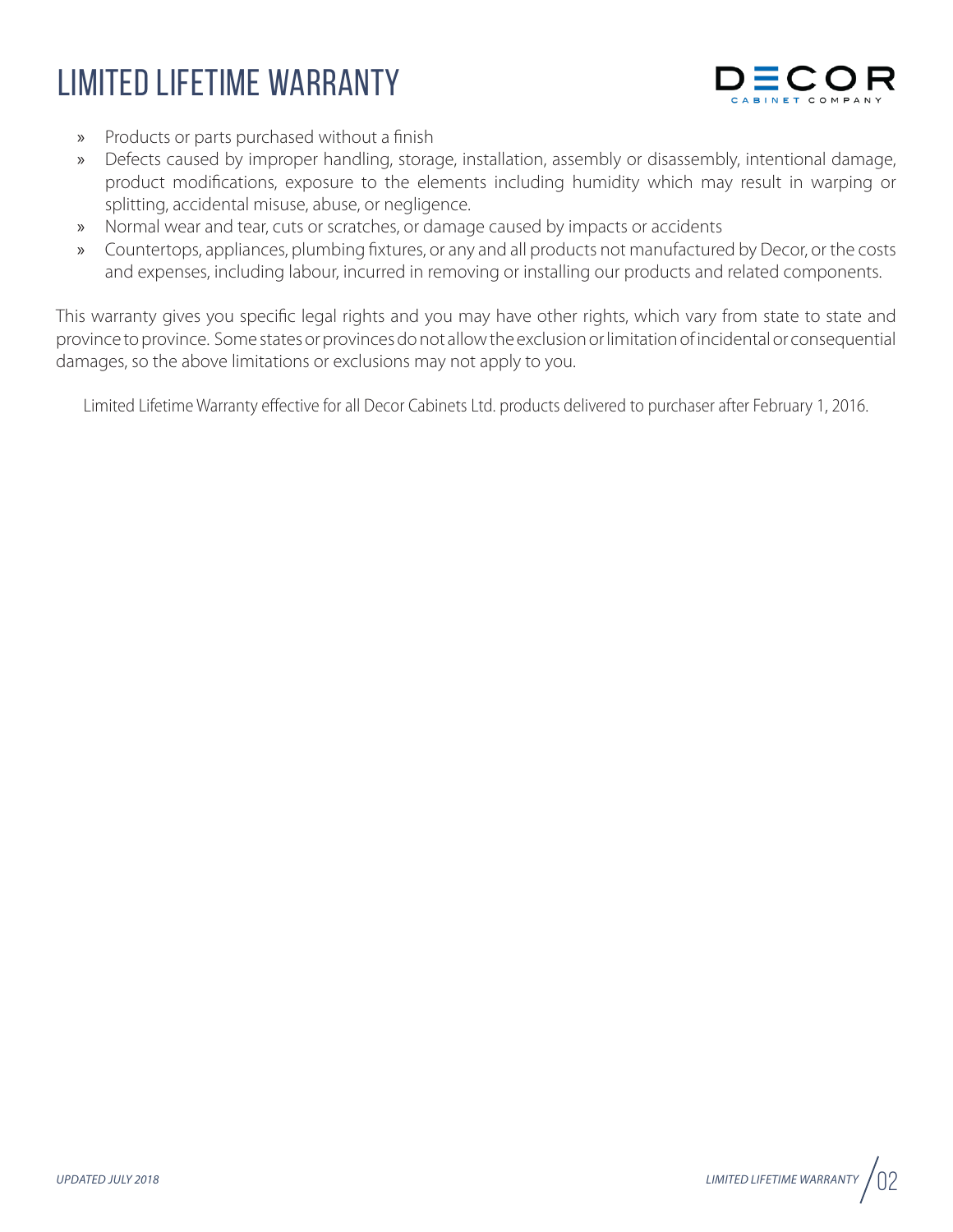# LIMITED LIFETIME WARRANTY

- Products or parts purchased without a finish
- Defects caused by improper handling, storage, installation, assembly or disassembly, intentional damage, product modifications, exposure to the elements including humidity which may result in warping or splitting, accidental misuse, abuse, or negligence.
- Normal wear and tear, cuts or scratches, or damage caused by impacts or accidents
- Countertops, appliances, plumbing fixtures, or any and all products not manufactured by Decor, or the costs and expenses, including labour, incurred in removing or installing our products and related components.

This warranty gives you specific legal rights and you may have other rights, which vary from state to state and province to province. Some states or provinces do not allow the exclusion or limitation of incidental or consequential damages, so the above limitations or exclusions may not apply to you.

Limited Lifetime Warranty effective for all Decor Cabinets Ltd. products delivered to purchaser after February 1, 2016.

*UPDATED JULY 2018*